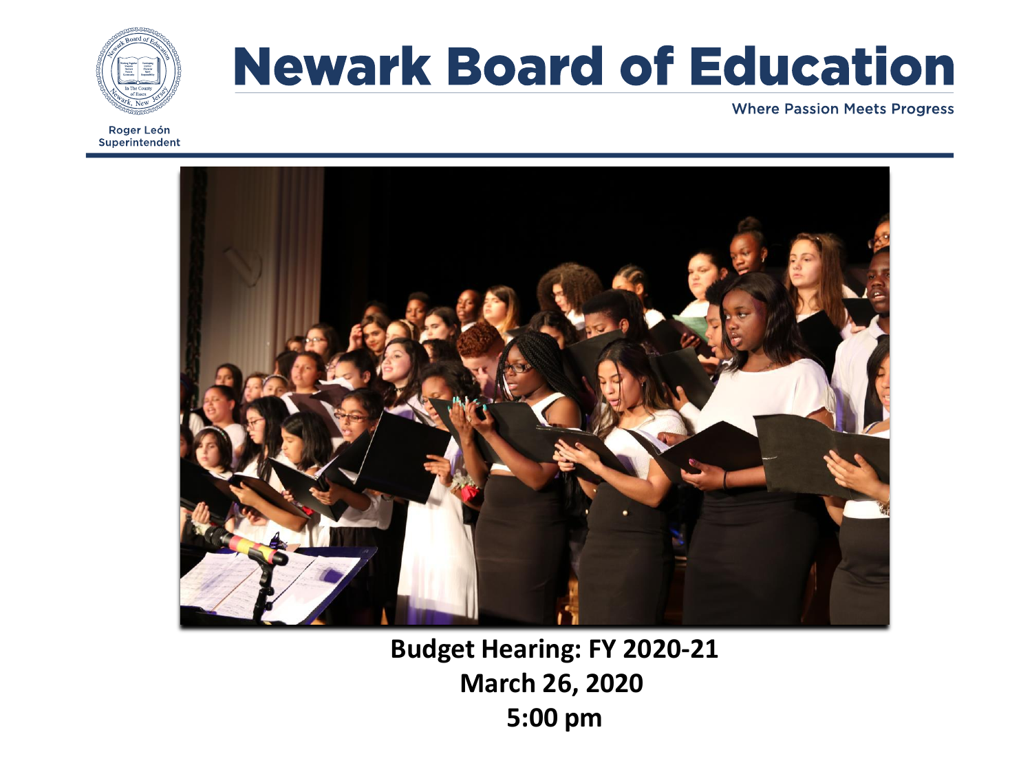# Newark Board of Education

Where Passion Meets Progress

Roger León
Superintendent

**Budget Hearing: FY 2020-21**
**March 26, 2020**
**5:00 pm**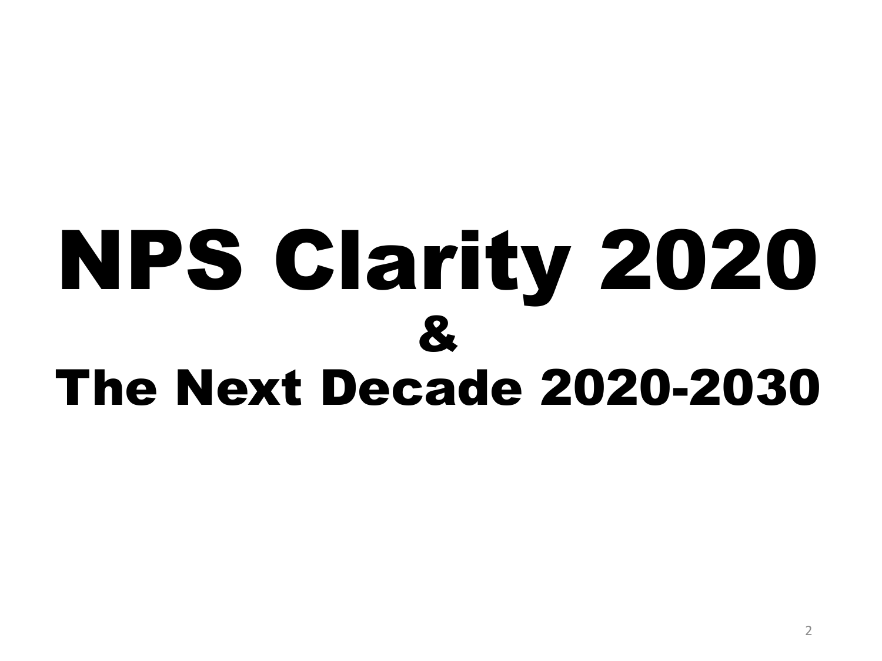# NPS Clarity 2020

## &

## The Next Decade 2020-2030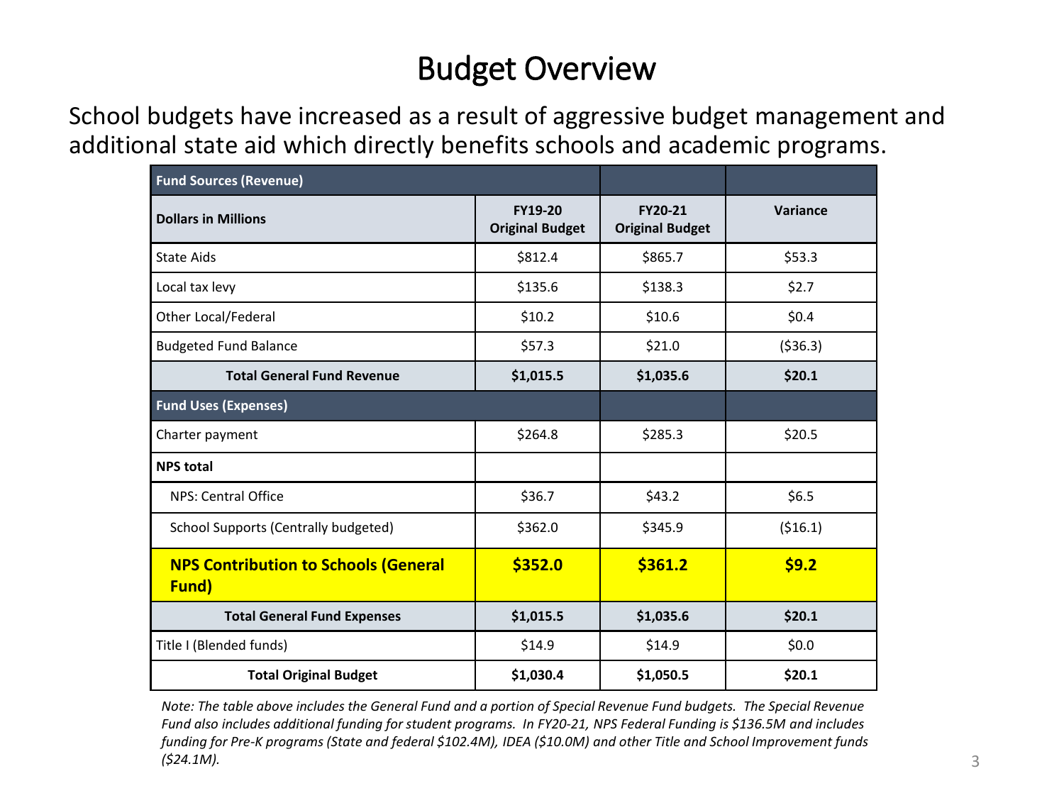# Budget Overview

School budgets have increased as a result of aggressive budget management and additional state aid which directly benefits schools and academic programs.

| **Fund Sources (Revenue)** | | | |
|---|---|---|---|
| **Dollars in Millions** | **FY19-20 Original Budget** | **FY20-21 Original Budget** | **Variance** |
| State Aids | $812.4 | $865.7 | $53.3 |
| Local tax levy | $135.6 | $138.3 | $2.7 |
| Other Local/Federal | $10.2 | $10.6 | $0.4 |
| Budgeted Fund Balance | $57.3 | $21.0 | ($36.3) |
| **Total General Fund Revenue** | **$1,015.5** | **$1,035.6** | **$20.1** |
| **Fund Uses (Expenses)** | | | |
| Charter payment | $264.8 | $285.3 | $20.5 |
| **NPS total** | | | |
| NPS: Central Office | $36.7 | $43.2 | $6.5 |
| School Supports (Centrally budgeted) | $362.0 | $345.9 | ($16.1) |
| **NPS Contribution to Schools (General Fund)** | **$352.0** | **$361.2** | **$9.2** |
| **Total General Fund Expenses** | **$1,015.5** | **$1,035.6** | **$20.1** |
| Title I (Blended funds) | $14.9 | $14.9 | $0.0 |
| **Total Original Budget** | **$1,030.4** | **$1,050.5** | **$20.1** |

*Note: The table above includes the General Fund and a portion of Special Revenue Fund budgets. The Special Revenue Fund also includes additional funding for student programs. In FY20-21, NPS Federal Funding is $136.5M and includes funding for Pre-K programs (State and federal $102.4M), IDEA ($10.0M) and other Title and School Improvement funds ($24.1M).*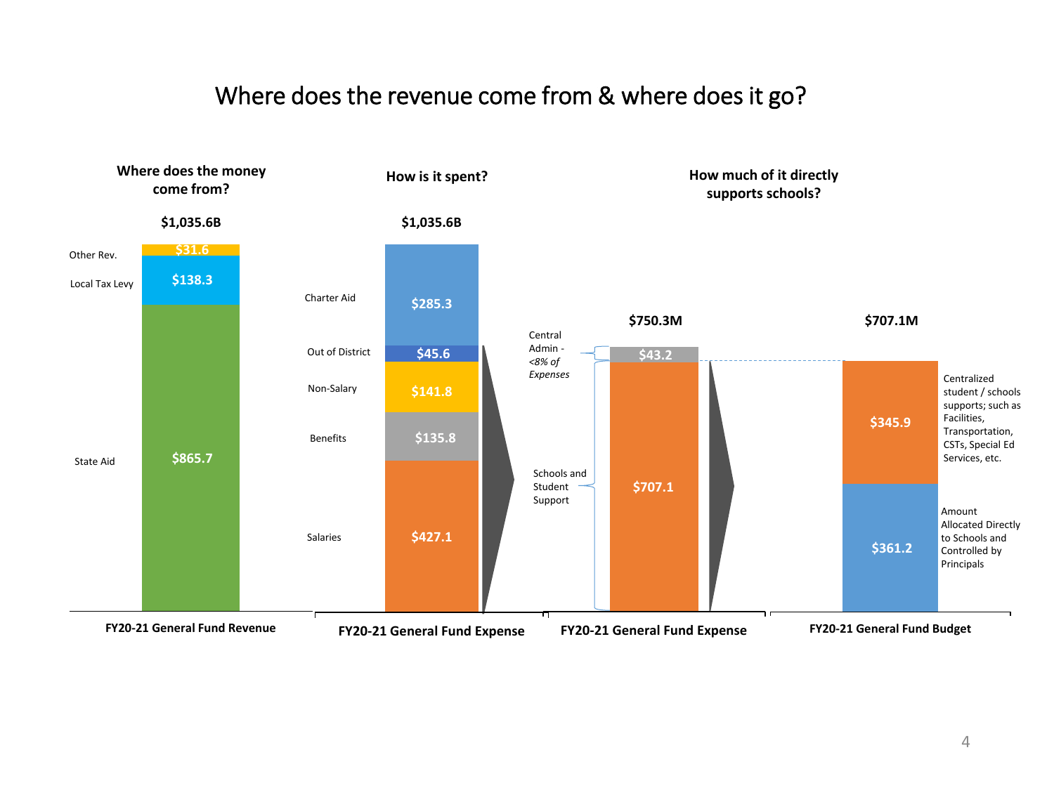# Where does the revenue come from & where does it go?

## Where does the money come from?

**$1,035.6B**

| FY20-21 General Fund Revenue | |
|---|---|
| Other Rev. | $31.6 |
| Local Tax Levy | $138.3 |
| State Aid | $865.7 |

## How is it spent?

**$1,035.6B**

| FY20-21 General Fund Expense | |
|---|---|
| Charter Aid | $285.3 |
| Out of District | $45.6 |
| Non-Salary | $141.8 |
| Benefits | $135.8 |
| Salaries | $427.1 |

## How much of it directly supports schools?

**$750.3M**

| FY20-21 General Fund Expense | |
|---|---|
| Central Admin - *<8% of Expenses* | $43.2 |
| Schools and Student Support | $707.1 |

**$707.1M**

| FY20-21 General Fund Budget | |
|---|---|
| Centralized student / schools supports; such as Facilities, Transportation, CSTs, Special Ed Services, etc. | $345.9 |
| Amount Allocated Directly to Schools and Controlled by Principals | $361.2 |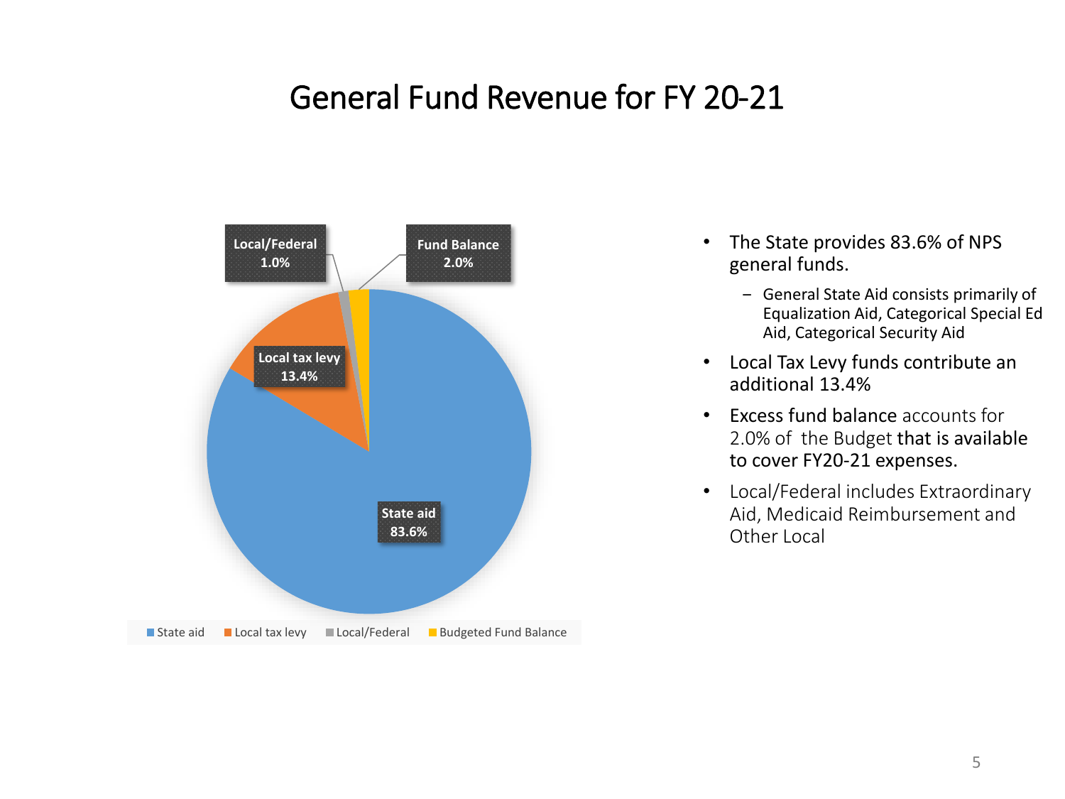# General Fund Revenue for FY 20-21

| Revenue Source | Percentage |
|---|---|
| State aid | 83.6% |
| Local tax levy | 13.4% |
| Local/Federal | 1.0% |
| Budgeted Fund Balance | 2.0% |

- The State provides 83.6% of NPS general funds.
  - General State Aid consists primarily of Equalization Aid, Categorical Special Ed Aid, Categorical Security Aid
- Local Tax Levy funds contribute an additional 13.4%
- Excess fund balance accounts for 2.0% of the Budget that is available to cover FY20-21 expenses.
- Local/Federal includes Extraordinary Aid, Medicaid Reimbursement and Other Local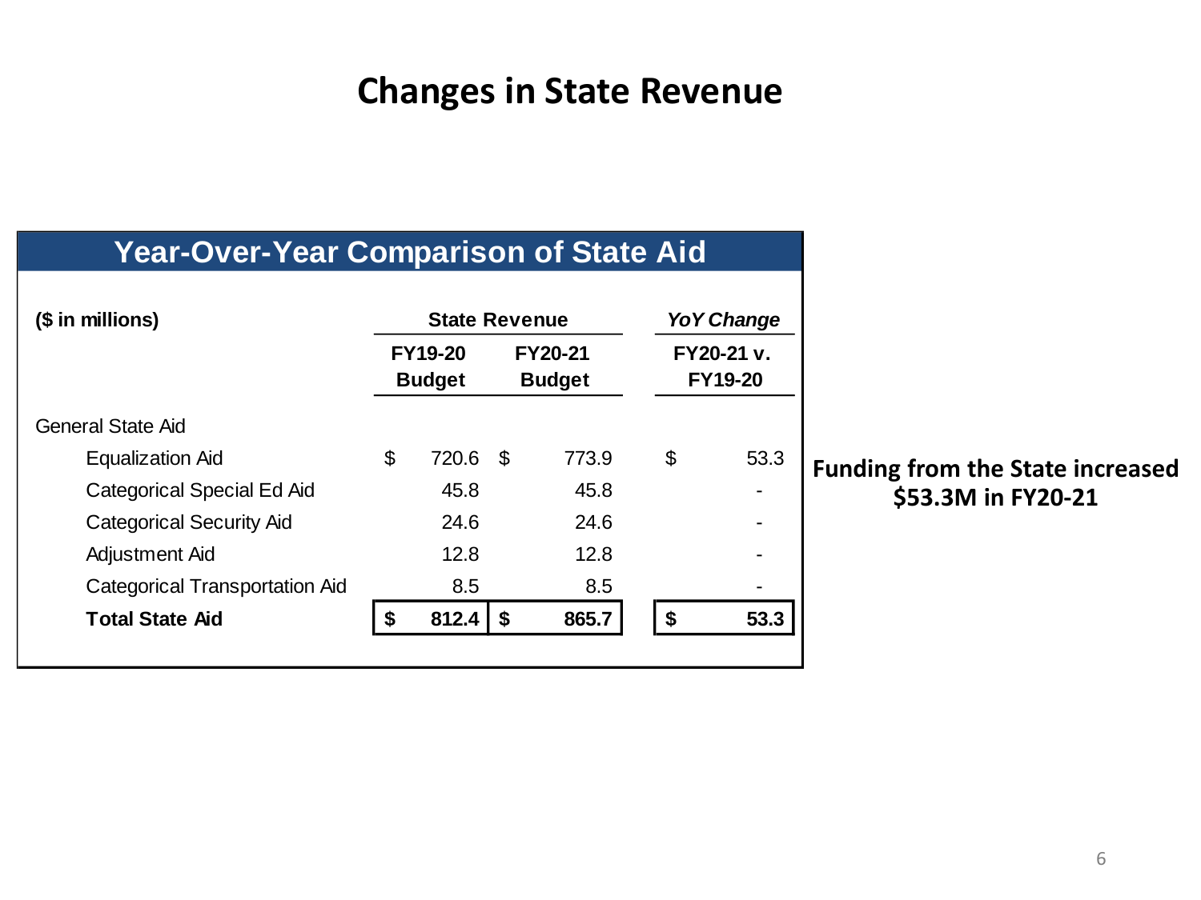# Changes in State Revenue

## Year-Over-Year Comparison of State Aid

| ($ in millions) | State Revenue | | *YoY Change* |
|---|---|---|---|
| | FY19-20 Budget | FY20-21 Budget | FY20-21 v. FY19-20 |
| General State Aid | | | |
| Equalization Aid | $ 720.6 | $ 773.9 | $ 53.3 |
| Categorical Special Ed Aid | 45.8 | 45.8 | - |
| Categorical Security Aid | 24.6 | 24.6 | - |
| Adjustment Aid | 12.8 | 12.8 | - |
| Categorical Transportation Aid | 8.5 | 8.5 | - |
| **Total State Aid** | **$ 812.4** | **$ 865.7** | **$ 53.3** |

**Funding from the State increased $53.3M in FY20-21**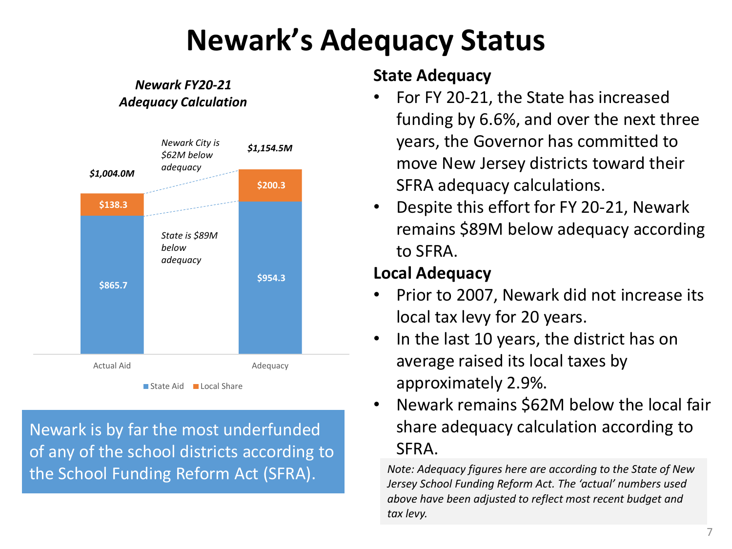# Newark's Adequacy Status

***Newark FY20-21 Adequacy Calculation***

| | Actual Aid | Adequacy |
|---|---|---|
| State Aid | $865.7 | $954.3 |
| Local Share | $138.3 | $200.3 |
| Total | $1,004.0M | $1,154.5M |

*Newark City is $62M below adequacy*

*State is $89M below adequacy*

Newark is by far the most underfunded of any of the school districts according to the School Funding Reform Act (SFRA).

## State Adequacy

- For FY 20-21, the State has increased funding by 6.6%, and over the next three years, the Governor has committed to move New Jersey districts toward their SFRA adequacy calculations.
- Despite this effort for FY 20-21, Newark remains $89M below adequacy according to SFRA.

## Local Adequacy

- Prior to 2007, Newark did not increase its local tax levy for 20 years.
- In the last 10 years, the district has on average raised its local taxes by approximately 2.9%.
- Newark remains $62M below the local fair share adequacy calculation according to SFRA.

*Note: Adequacy figures here are according to the State of New Jersey School Funding Reform Act. The 'actual' numbers used above have been adjusted to reflect most recent budget and tax levy.*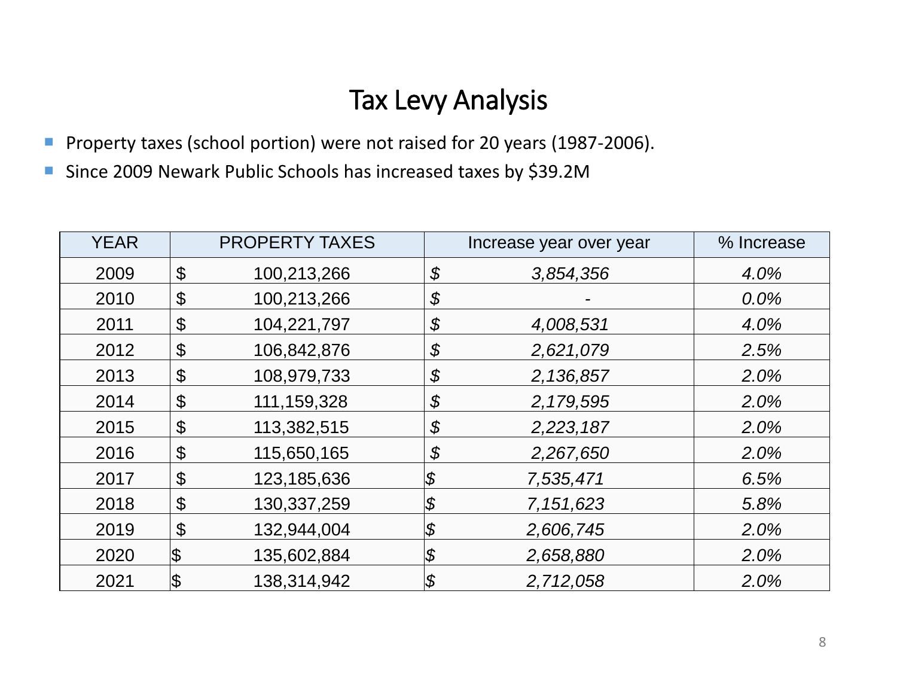# Tax Levy Analysis

- Property taxes (school portion) were not raised for 20 years (1987-2006).
- Since 2009 Newark Public Schools has increased taxes by $39.2M

| YEAR | PROPERTY TAXES | Increase year over year | % Increase |
|---|---|---|---|
| 2009 | $ 100,213,266 | *$ 3,854,356* | *4.0%* |
| 2010 | $ 100,213,266 | *$ -* | *0.0%* |
| 2011 | $ 104,221,797 | *$ 4,008,531* | *4.0%* |
| 2012 | $ 106,842,876 | *$ 2,621,079* | *2.5%* |
| 2013 | $ 108,979,733 | *$ 2,136,857* | *2.0%* |
| 2014 | $ 111,159,328 | *$ 2,179,595* | *2.0%* |
| 2015 | $ 113,382,515 | *$ 2,223,187* | *2.0%* |
| 2016 | $ 115,650,165 | *$ 2,267,650* | *2.0%* |
| 2017 | $ 123,185,636 | *$ 7,535,471* | *6.5%* |
| 2018 | $ 130,337,259 | *$ 7,151,623* | *5.8%* |
| 2019 | $ 132,944,004 | *$ 2,606,745* | *2.0%* |
| 2020 | $ 135,602,884 | *$ 2,658,880* | *2.0%* |
| 2021 | $ 138,314,942 | *$ 2,712,058* | *2.0%* |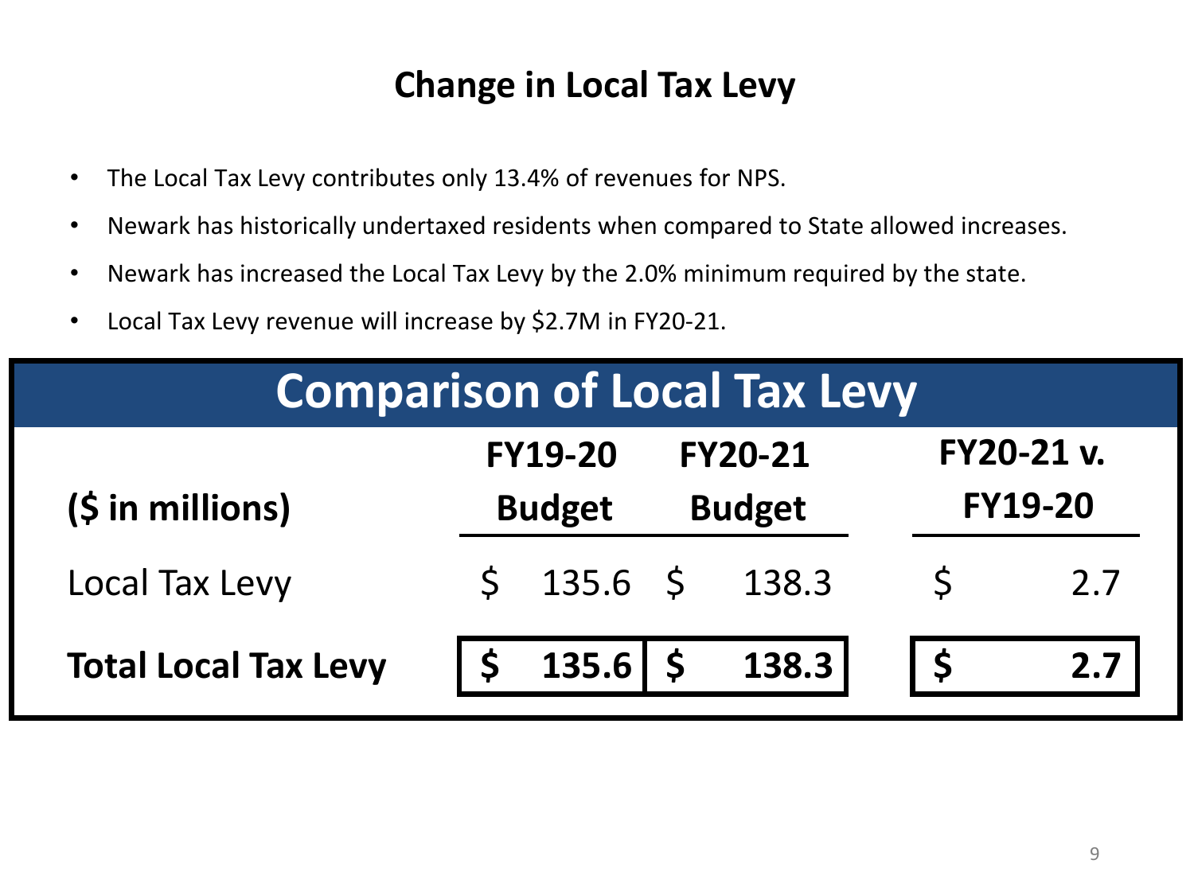# Change in Local Tax Levy

- The Local Tax Levy contributes only 13.4% of revenues for NPS.
- Newark has historically undertaxed residents when compared to State allowed increases.
- Newark has increased the Local Tax Levy by the 2.0% minimum required by the state.
- Local Tax Levy revenue will increase by $2.7M in FY20-21.

## Comparison of Local Tax Levy

| ($ in millions) | FY19-20 Budget | FY20-21 Budget | FY20-21 v. FY19-20 |
|---|---|---|---|
| Local Tax Levy | $ 135.6 | $ 138.3 | $ 2.7 |
| **Total Local Tax Levy** | **$ 135.6** | **$ 138.3** | **$ 2.7** |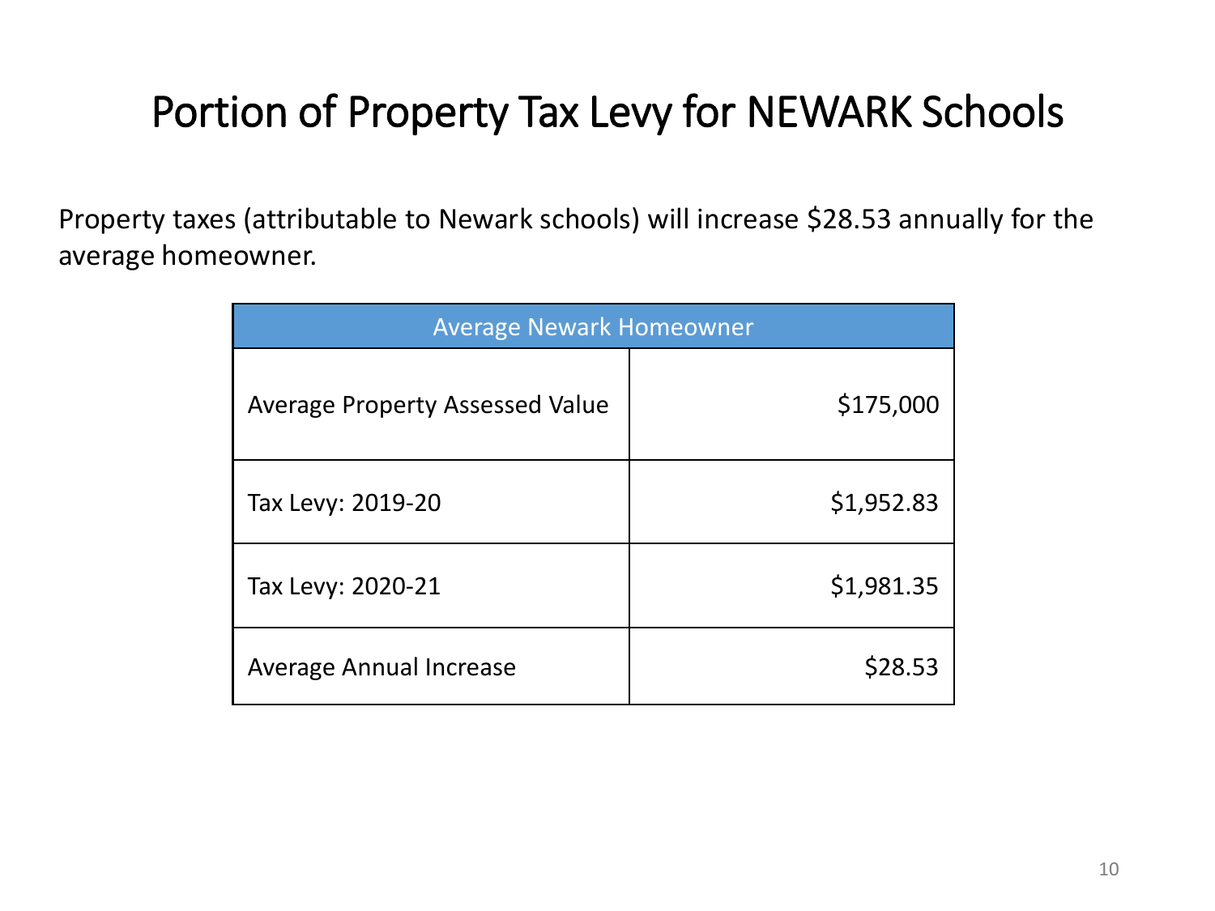# Portion of Property Tax Levy for NEWARK Schools

Property taxes (attributable to Newark schools) will increase $28.53 annually for the average homeowner.

| Average Newark Homeowner | |
|---|---|
| Average Property Assessed Value | $175,000 |
| Tax Levy: 2019-20 | $1,952.83 |
| Tax Levy: 2020-21 | $1,981.35 |
| Average Annual Increase | $28.53 |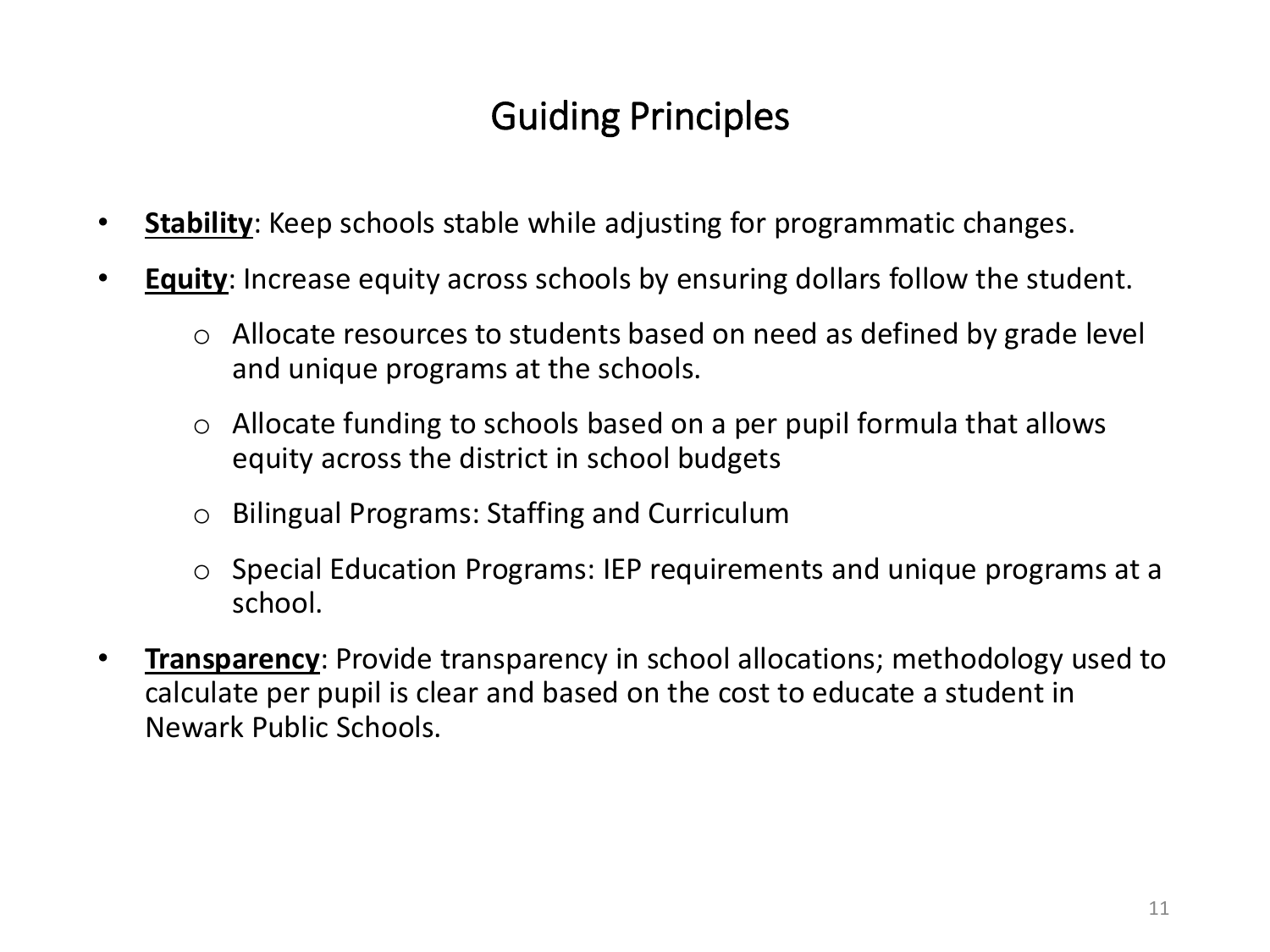# Guiding Principles

- **<u>Stability</u>**: Keep schools stable while adjusting for programmatic changes.
- **<u>Equity</u>**: Increase equity across schools by ensuring dollars follow the student.
  - Allocate resources to students based on need as defined by grade level and unique programs at the schools.
  - Allocate funding to schools based on a per pupil formula that allows equity across the district in school budgets
  - Bilingual Programs: Staffing and Curriculum
  - Special Education Programs: IEP requirements and unique programs at a school.
- **<u>Transparency</u>**: Provide transparency in school allocations; methodology used to calculate per pupil is clear and based on the cost to educate a student in Newark Public Schools.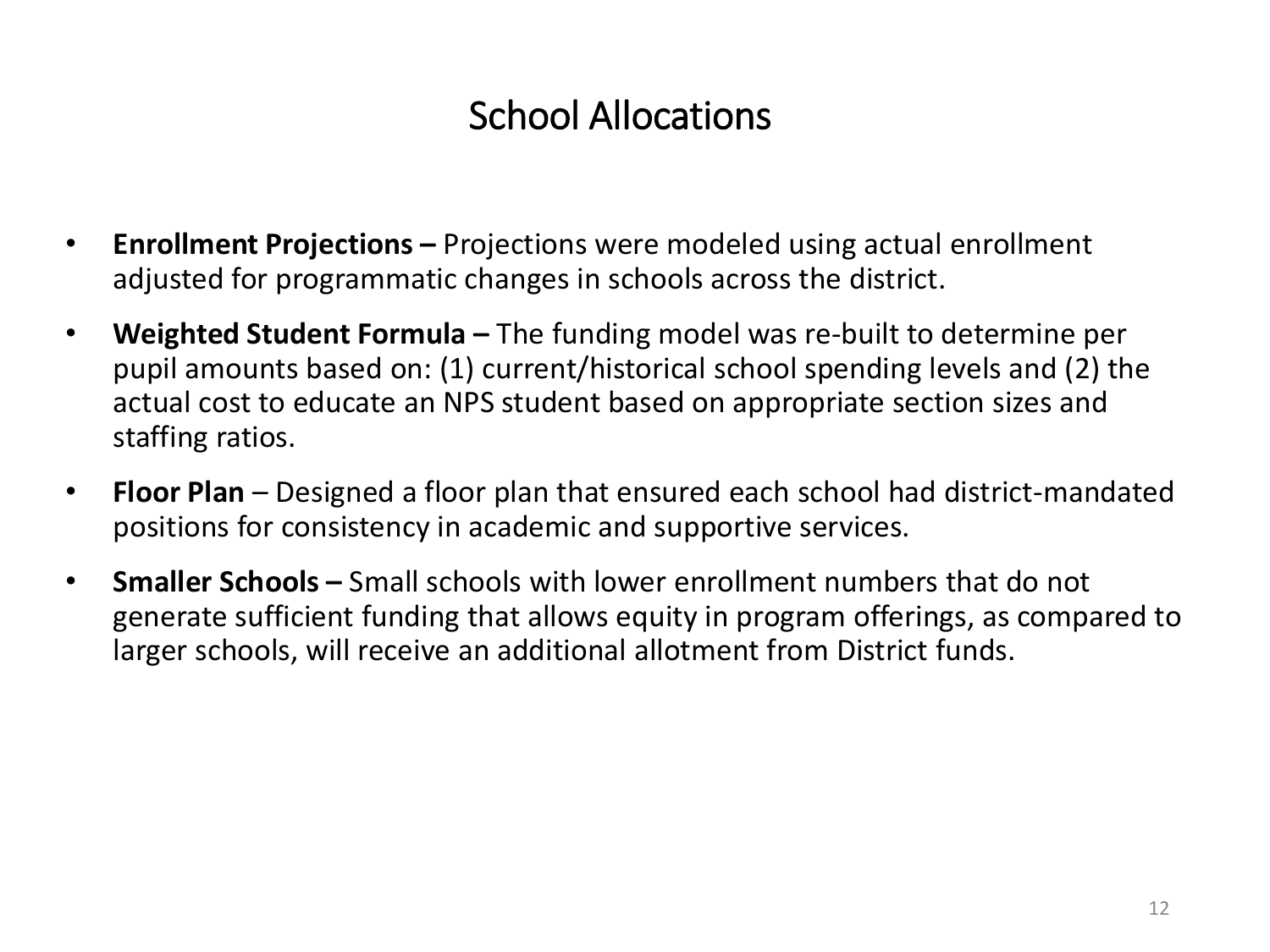# School Allocations

- **Enrollment Projections –** Projections were modeled using actual enrollment adjusted for programmatic changes in schools across the district.
- **Weighted Student Formula –** The funding model was re-built to determine per pupil amounts based on: (1) current/historical school spending levels and (2) the actual cost to educate an NPS student based on appropriate section sizes and staffing ratios.
- **Floor Plan** – Designed a floor plan that ensured each school had district-mandated positions for consistency in academic and supportive services.
- **Smaller Schools –** Small schools with lower enrollment numbers that do not generate sufficient funding that allows equity in program offerings, as compared to larger schools, will receive an additional allotment from District funds.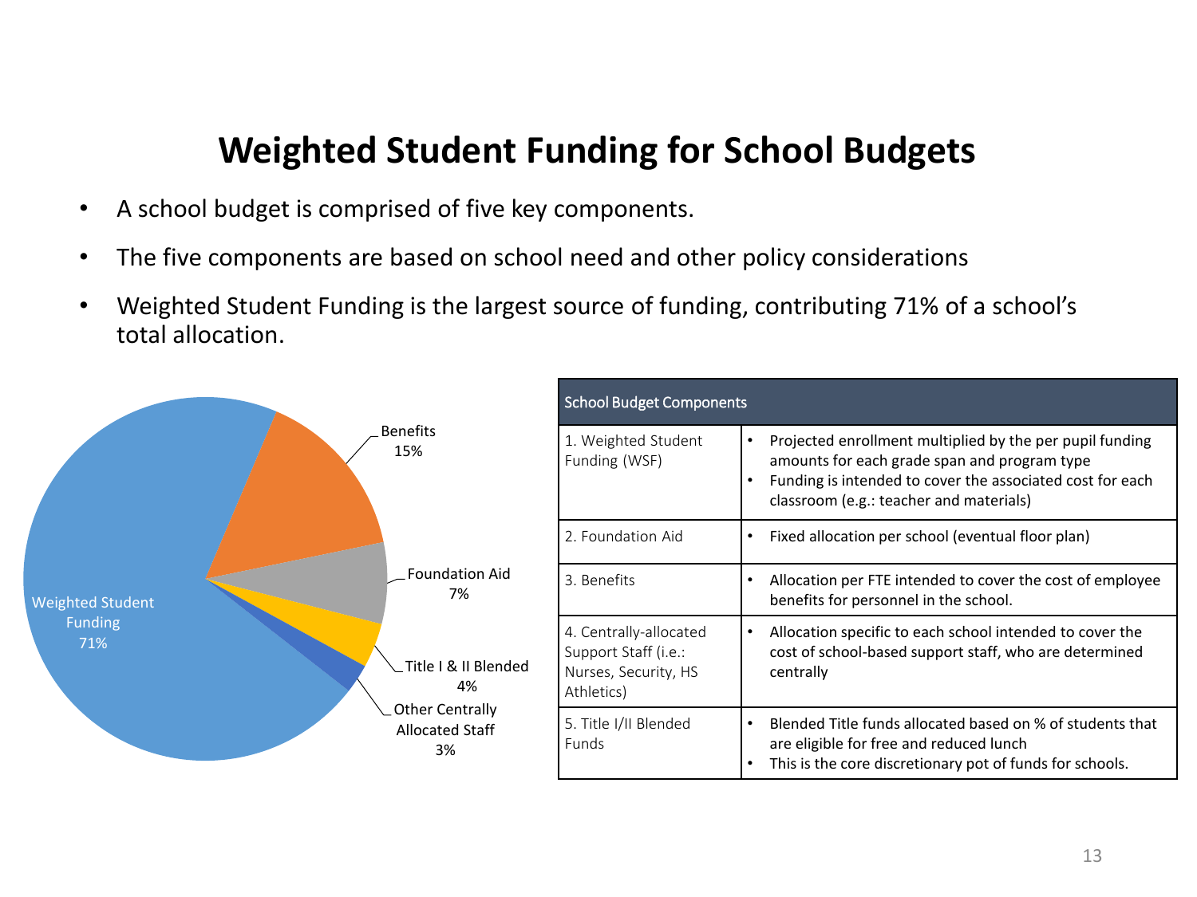# Weighted Student Funding for School Budgets

- A school budget is comprised of five key components.
- The five components are based on school need and other policy considerations
- Weighted Student Funding is the largest source of funding, contributing 71% of a school's total allocation.

| Component | Share |
|---|---|
| Weighted Student Funding | 71% |
| Benefits | 15% |
| Foundation Aid | 7% |
| Title I & II Blended | 4% |
| Other Centrally Allocated Staff | 3% |

| School Budget Components | |
|---|---|
| 1. Weighted Student Funding (WSF) | • Projected enrollment multiplied by the per pupil funding amounts for each grade span and program type<br>• Funding is intended to cover the associated cost for each classroom (e.g.: teacher and materials) |
| 2. Foundation Aid | • Fixed allocation per school (eventual floor plan) |
| 3. Benefits | • Allocation per FTE intended to cover the cost of employee benefits for personnel in the school. |
| 4. Centrally-allocated Support Staff (i.e.: Nurses, Security, HS Athletics) | • Allocation specific to each school intended to cover the cost of school-based support staff, who are determined centrally |
| 5. Title I/II Blended Funds | • Blended Title funds allocated based on % of students that are eligible for free and reduced lunch<br>• This is the core discretionary pot of funds for schools. |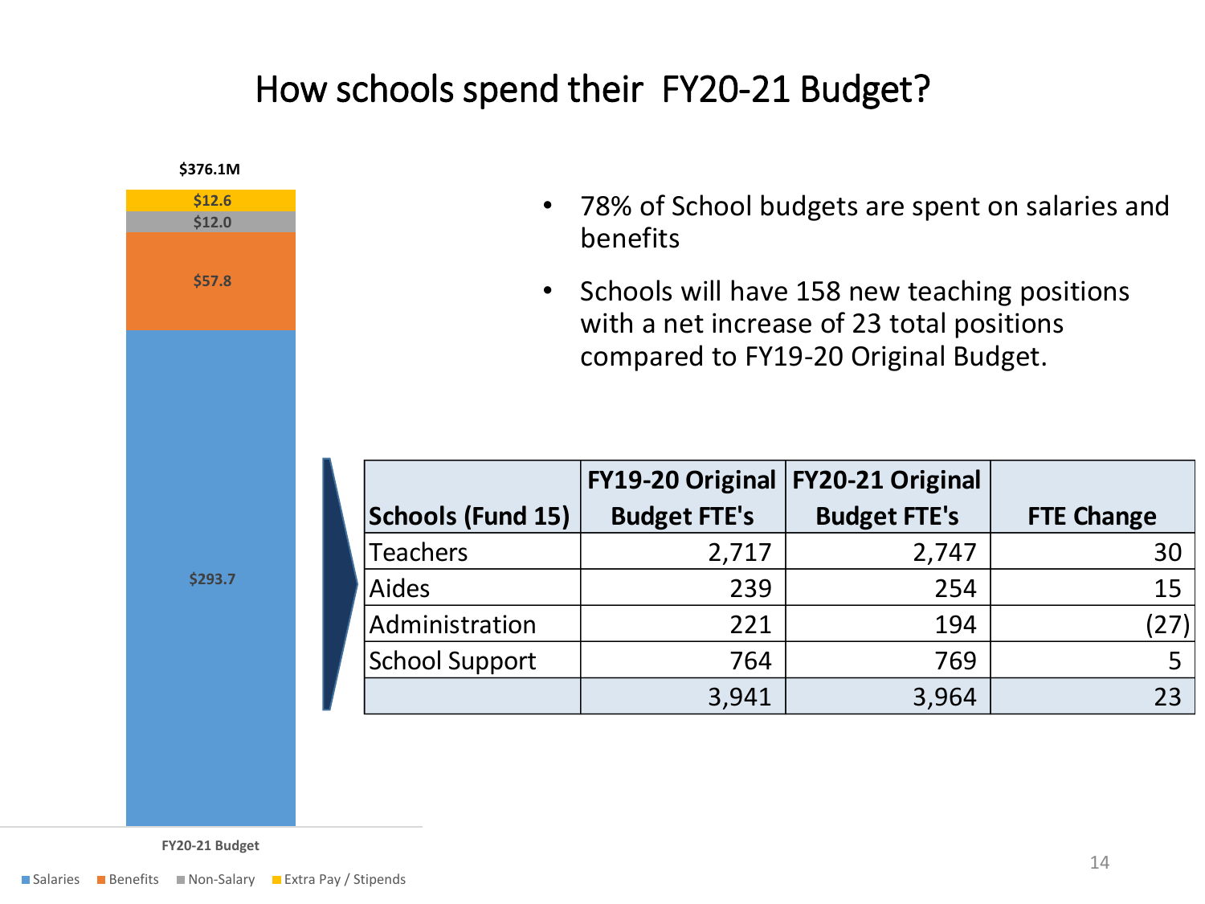# How schools spend their FY20-21 Budget?

**$376.1M**

| FY20-21 Budget | |
|---|---|
| Extra Pay / Stipends | $12.6 |
| Non-Salary | $12.0 |
| Benefits | $57.8 |
| Salaries | $293.7 |

- 78% of School budgets are spent on salaries and benefits
- Schools will have 158 new teaching positions with a net increase of 23 total positions compared to FY19-20 Original Budget.

| Schools (Fund 15) | FY19-20 Original Budget FTE's | FY20-21 Original Budget FTE's | FTE Change |
|---|---|---|---|
| Teachers | 2,717 | 2,747 | 30 |
| Aides | 239 | 254 | 15 |
| Administration | 221 | 194 | (27) |
| School Support | 764 | 769 | 5 |
| | 3,941 | 3,964 | 23 |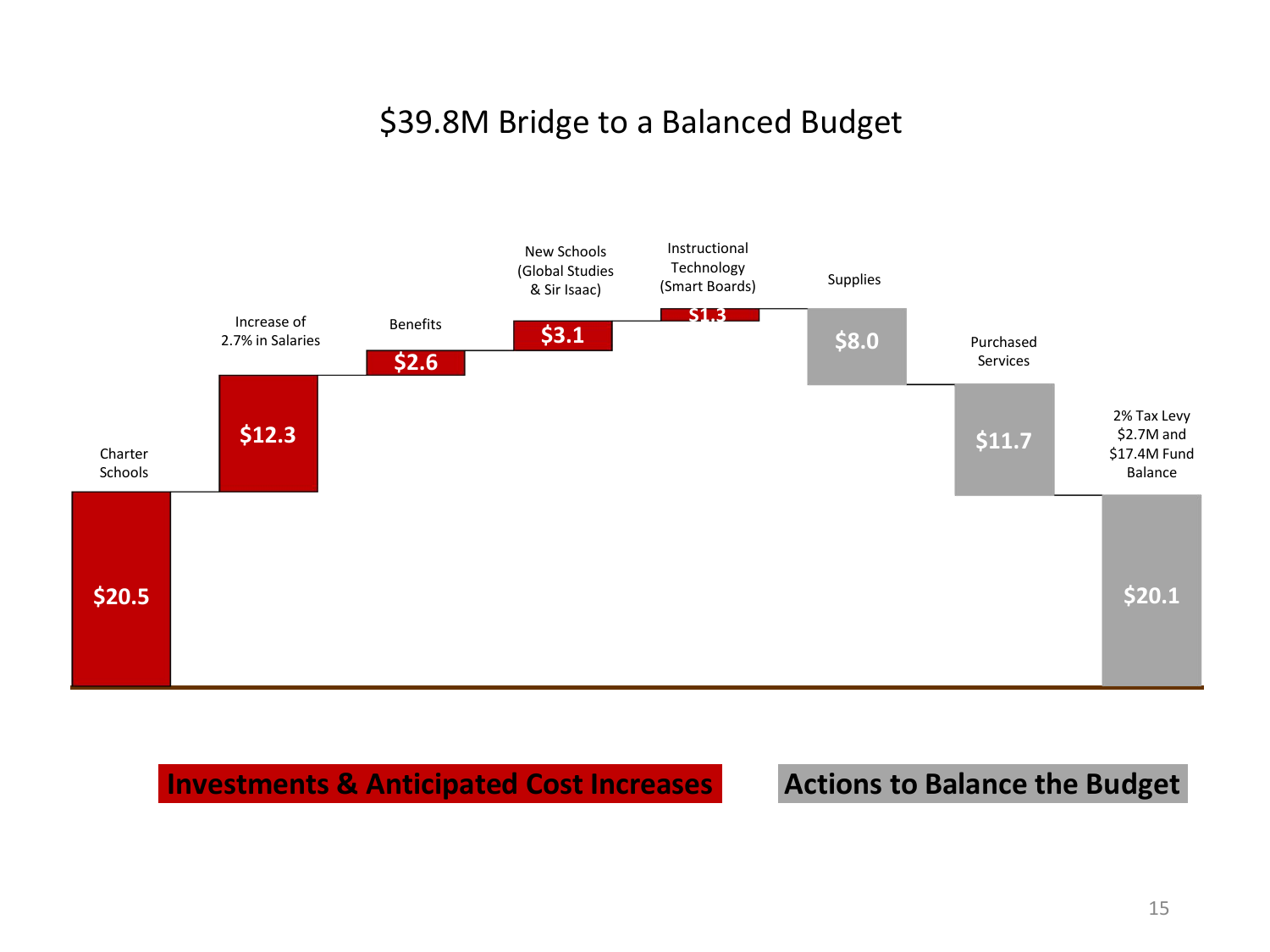# $39.8M Bridge to a Balanced Budget

| Category | Item | Amount |
|---|---|---|
| Investments & Anticipated Cost Increases | Charter Schools | $20.5 |
| Investments & Anticipated Cost Increases | Increase of 2.7% in Salaries | $12.3 |
| Investments & Anticipated Cost Increases | Benefits | $2.6 |
| Investments & Anticipated Cost Increases | New Schools (Global Studies & Sir Isaac) | $3.1 |
| Investments & Anticipated Cost Increases | Instructional Technology (Smart Boards) | $1.3 |
| Actions to Balance the Budget | Supplies | $8.0 |
| Actions to Balance the Budget | Purchased Services | $11.7 |
| Actions to Balance the Budget | 2% Tax Levy $2.7M and $17.4M Fund Balance | $20.1 |

**Investments & Anticipated Cost Increases**

**Actions to Balance the Budget**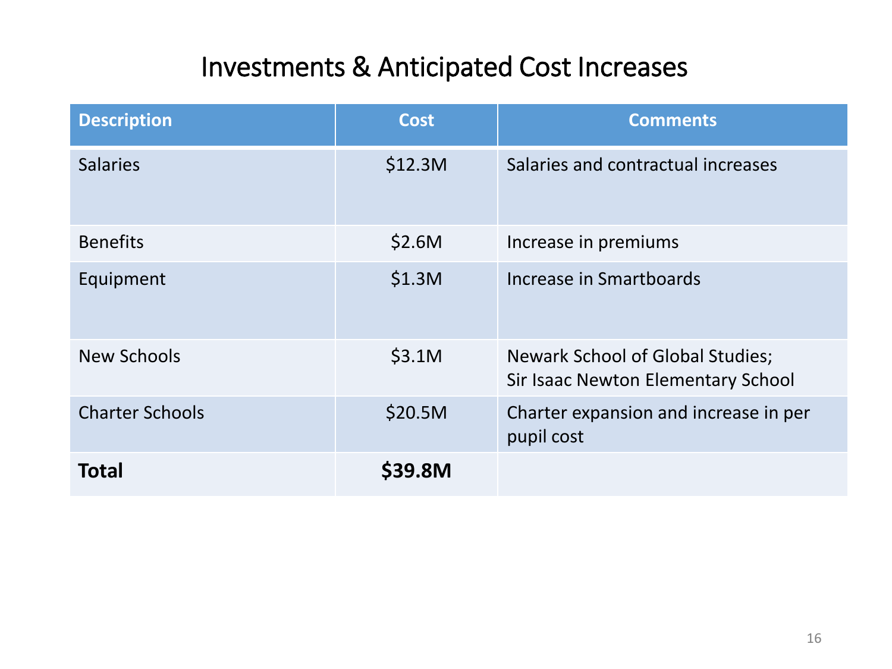# Investments & Anticipated Cost Increases

| Description | Cost | Comments |
|---|---|---|
| Salaries | $12.3M | Salaries and contractual increases |
| Benefits | $2.6M | Increase in premiums |
| Equipment | $1.3M | Increase in Smartboards |
| New Schools | $3.1M | Newark School of Global Studies; Sir Isaac Newton Elementary School |
| Charter Schools | $20.5M | Charter expansion and increase in per pupil cost |
| **Total** | **$39.8M** | |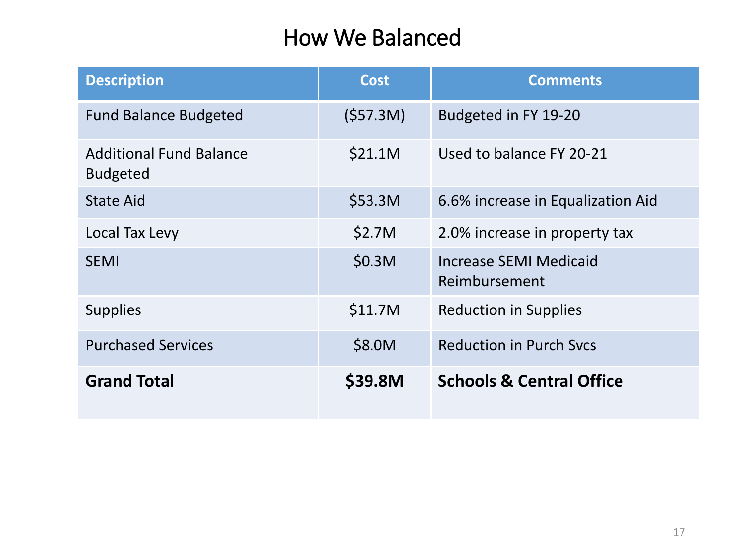# How We Balanced

| Description | Cost | Comments |
|---|---|---|
| Fund Balance Budgeted | ($57.3M) | Budgeted in FY 19-20 |
| Additional Fund Balance Budgeted | $21.1M | Used to balance FY 20-21 |
| State Aid | $53.3M | 6.6% increase in Equalization Aid |
| Local Tax Levy | $2.7M | 2.0% increase in property tax |
| SEMI | $0.3M | Increase SEMI Medicaid Reimbursement |
| Supplies | $11.7M | Reduction in Supplies |
| Purchased Services | $8.0M | Reduction in Purch Svcs |
| **Grand Total** | **$39.8M** | **Schools & Central Office** |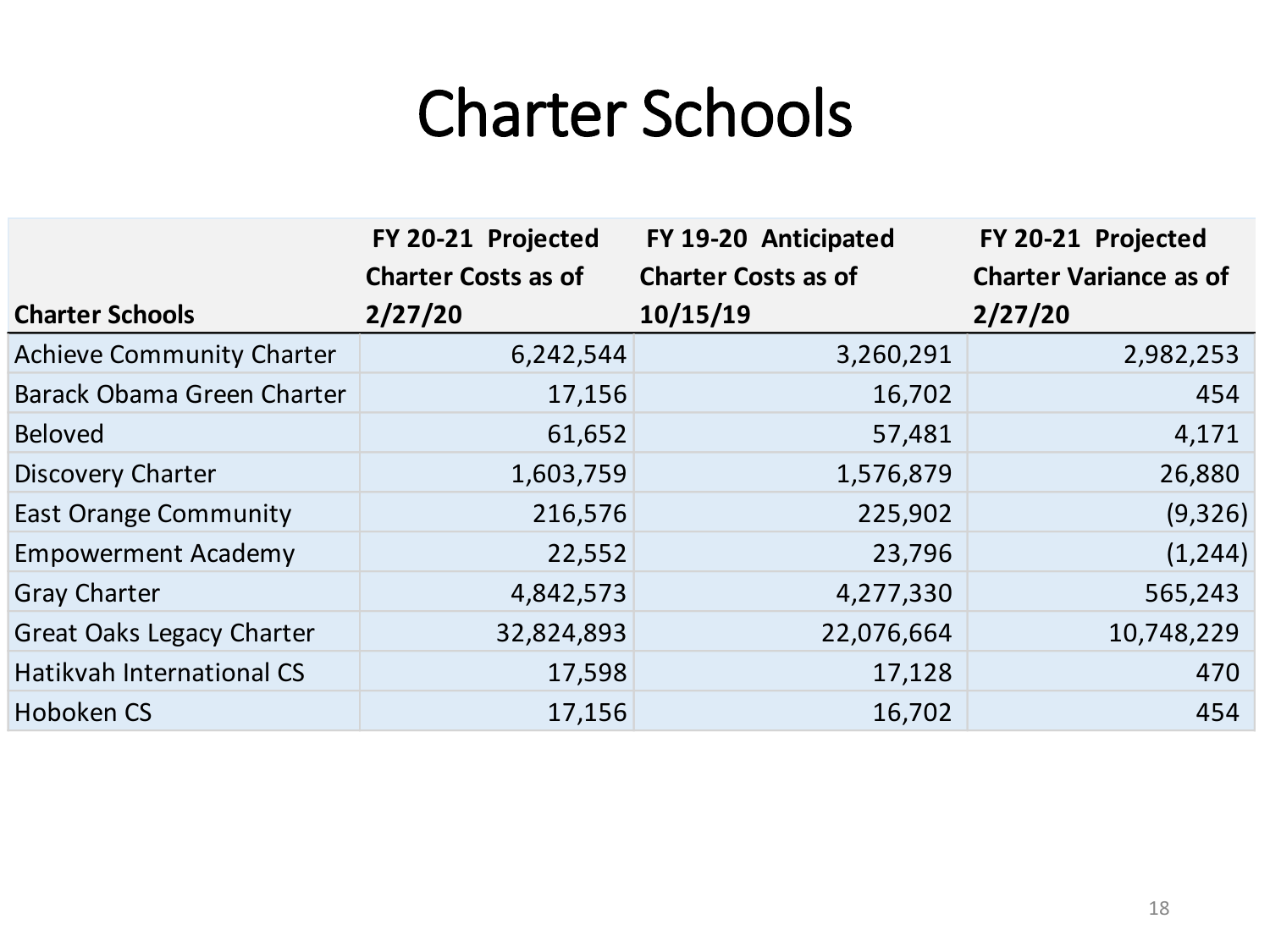# Charter Schools

| Charter Schools | FY 20-21 Projected Charter Costs as of 2/27/20 | FY 19-20 Anticipated Charter Costs as of 10/15/19 | FY 20-21 Projected Charter Variance as of 2/27/20 |
|---|---:|---:|---:|
| Achieve Community Charter | 6,242,544 | 3,260,291 | 2,982,253 |
| Barack Obama Green Charter | 17,156 | 16,702 | 454 |
| Beloved | 61,652 | 57,481 | 4,171 |
| Discovery Charter | 1,603,759 | 1,576,879 | 26,880 |
| East Orange Community | 216,576 | 225,902 | (9,326) |
| Empowerment Academy | 22,552 | 23,796 | (1,244) |
| Gray Charter | 4,842,573 | 4,277,330 | 565,243 |
| Great Oaks Legacy Charter | 32,824,893 | 22,076,664 | 10,748,229 |
| Hatikvah International CS | 17,598 | 17,128 | 470 |
| Hoboken CS | 17,156 | 16,702 | 454 |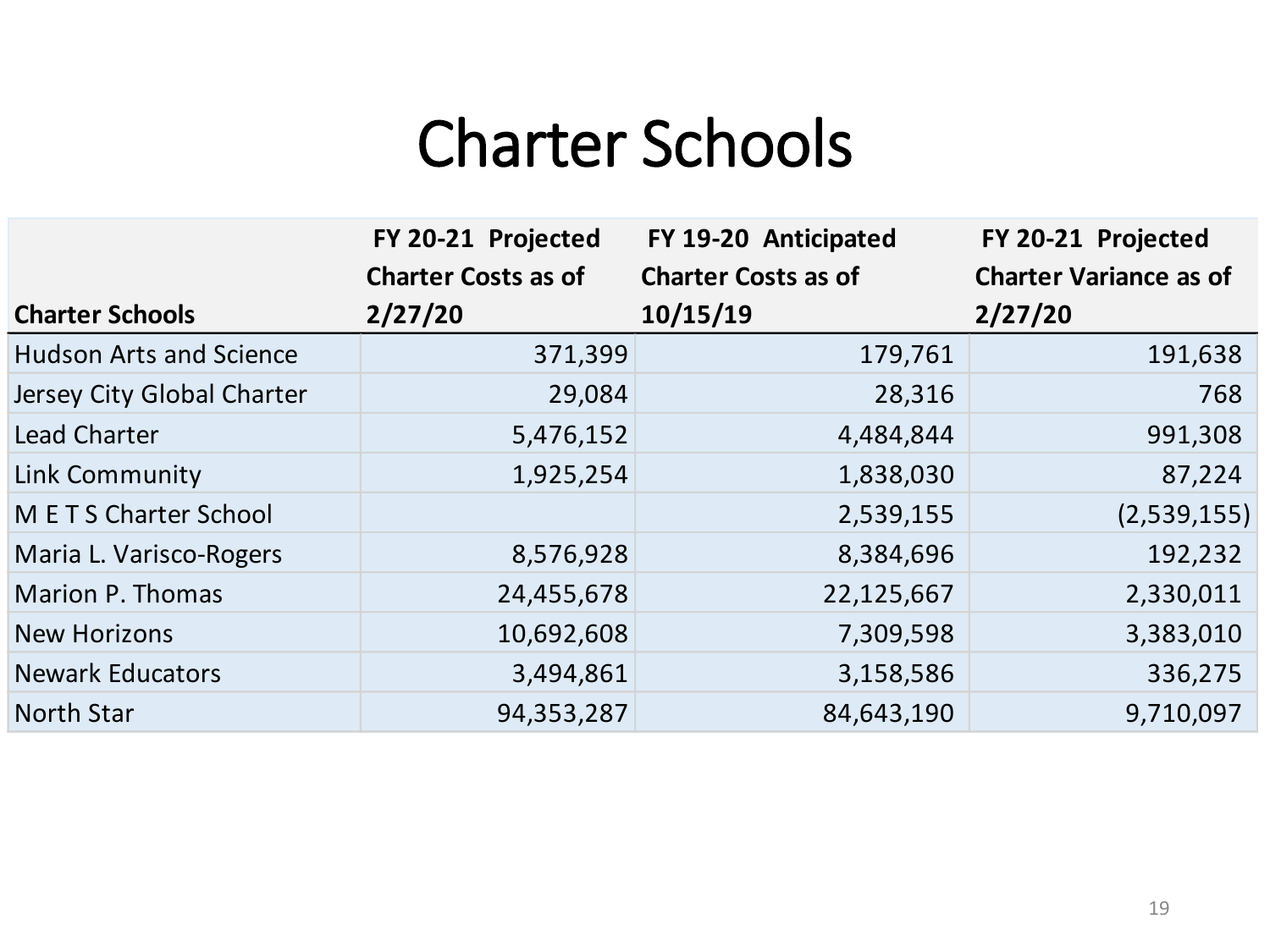# Charter Schools

| Charter Schools | FY 20-21 Projected Charter Costs as of 2/27/20 | FY 19-20 Anticipated Charter Costs as of 10/15/19 | FY 20-21 Projected Charter Variance as of 2/27/20 |
|---|---|---|---|
| Hudson Arts and Science | 371,399 | 179,761 | 191,638 |
| Jersey City Global Charter | 29,084 | 28,316 | 768 |
| Lead Charter | 5,476,152 | 4,484,844 | 991,308 |
| Link Community | 1,925,254 | 1,838,030 | 87,224 |
| M E T S Charter School | | 2,539,155 | (2,539,155) |
| Maria L. Varisco-Rogers | 8,576,928 | 8,384,696 | 192,232 |
| Marion P. Thomas | 24,455,678 | 22,125,667 | 2,330,011 |
| New Horizons | 10,692,608 | 7,309,598 | 3,383,010 |
| Newark Educators | 3,494,861 | 3,158,586 | 336,275 |
| North Star | 94,353,287 | 84,643,190 | 9,710,097 |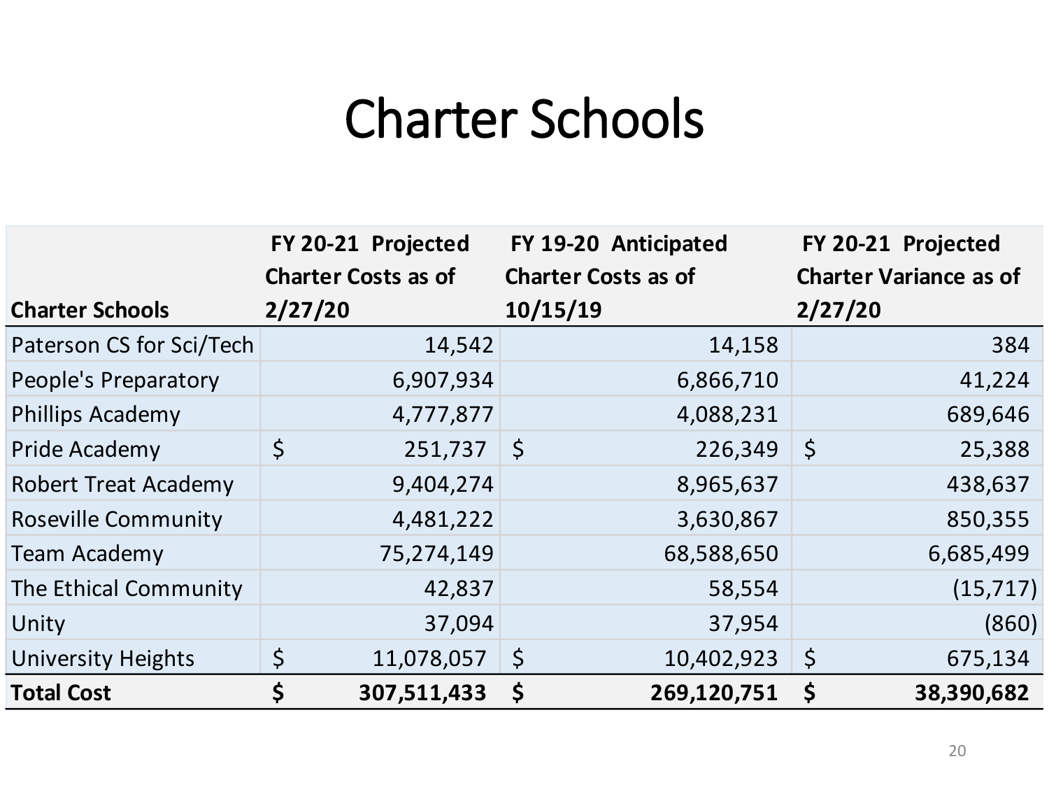# Charter Schools

| Charter Schools | FY 20-21 Projected Charter Costs as of 2/27/20 | FY 19-20 Anticipated Charter Costs as of 10/15/19 | FY 20-21 Projected Charter Variance as of 2/27/20 |
|---|---|---|---|
| Paterson CS for Sci/Tech | 14,542 | 14,158 | 384 |
| People's Preparatory | 6,907,934 | 6,866,710 | 41,224 |
| Phillips Academy | 4,777,877 | 4,088,231 | 689,646 |
| Pride Academy | $ 251,737 | $ 226,349 | $ 25,388 |
| Robert Treat Academy | 9,404,274 | 8,965,637 | 438,637 |
| Roseville Community | 4,481,222 | 3,630,867 | 850,355 |
| Team Academy | 75,274,149 | 68,588,650 | 6,685,499 |
| The Ethical Community | 42,837 | 58,554 | (15,717) |
| Unity | 37,094 | 37,954 | (860) |
| University Heights | $ 11,078,057 | $ 10,402,923 | $ 675,134 |
| **Total Cost** | **$ 307,511,433** | **$ 269,120,751** | **$ 38,390,682** |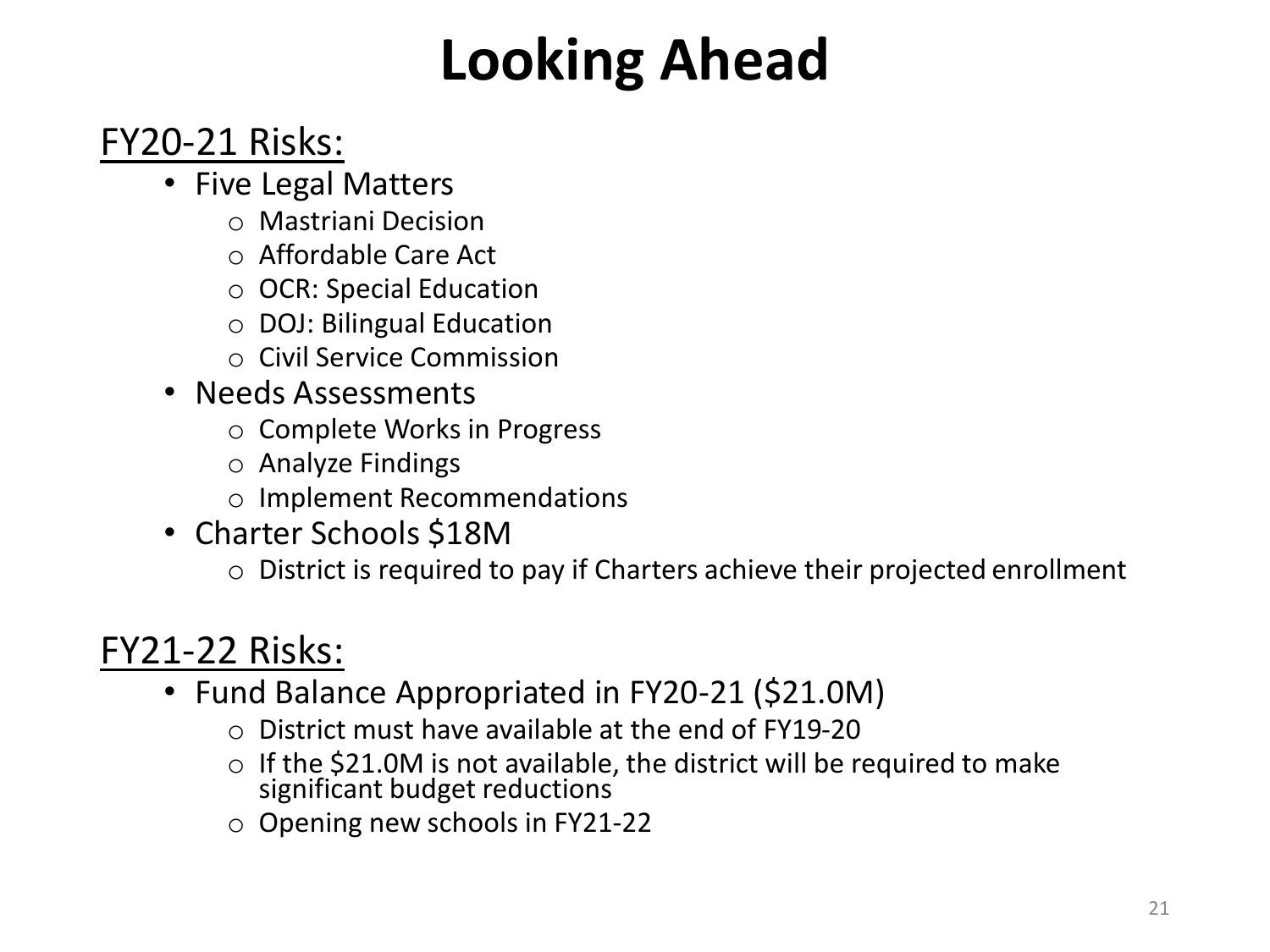# Looking Ahead

<u>FY20-21 Risks:</u>

- Five Legal Matters
  - Mastriani Decision
  - Affordable Care Act
  - OCR: Special Education
  - DOJ: Bilingual Education
  - Civil Service Commission
- Needs Assessments
  - Complete Works in Progress
  - Analyze Findings
  - Implement Recommendations
- Charter Schools $18M
  - District is required to pay if Charters achieve their projected enrollment

<u>FY21-22 Risks:</u>

- Fund Balance Appropriated in FY20-21 ($21.0M)
  - District must have available at the end of FY19-20
  - If the $21.0M is not available, the district will be required to make significant budget reductions
  - Opening new schools in FY21-22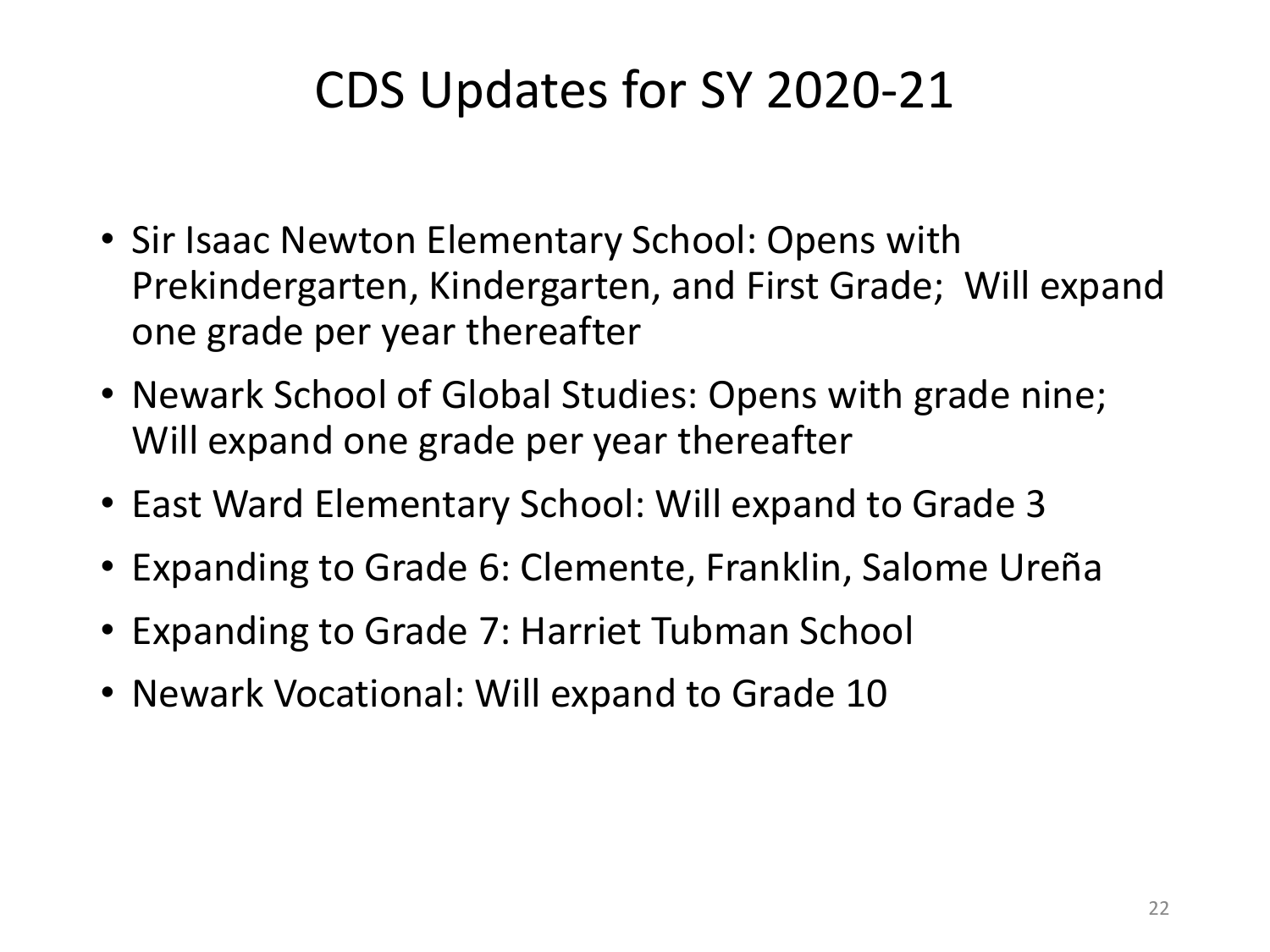# CDS Updates for SY 2020-21

- Sir Isaac Newton Elementary School: Opens with Prekindergarten, Kindergarten, and First Grade; Will expand one grade per year thereafter
- Newark School of Global Studies: Opens with grade nine; Will expand one grade per year thereafter
- East Ward Elementary School: Will expand to Grade 3
- Expanding to Grade 6: Clemente, Franklin, Salome Ureña
- Expanding to Grade 7: Harriet Tubman School
- Newark Vocational: Will expand to Grade 10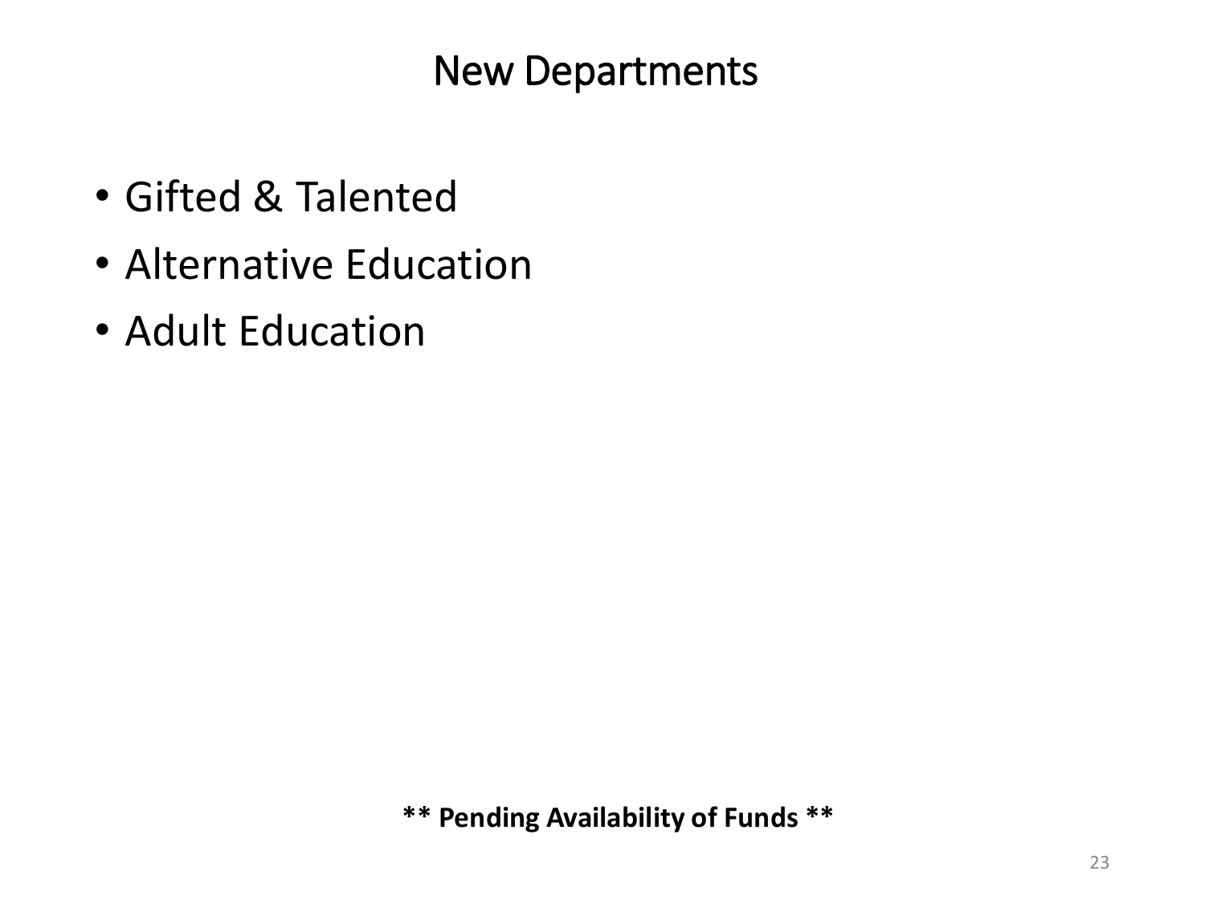# New Departments

- Gifted & Talented
- Alternative Education
- Adult Education

**** Pending Availability of Funds ****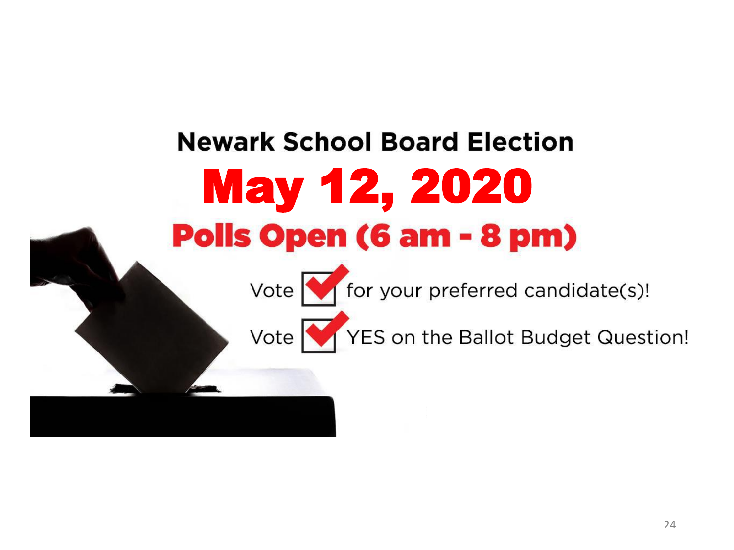# Newark School Board Election

# May 12, 2020

## Polls Open (6 am - 8 pm)

Vote ☑ for your preferred candidate(s)!

Vote ☑ YES on the Ballot Budget Question!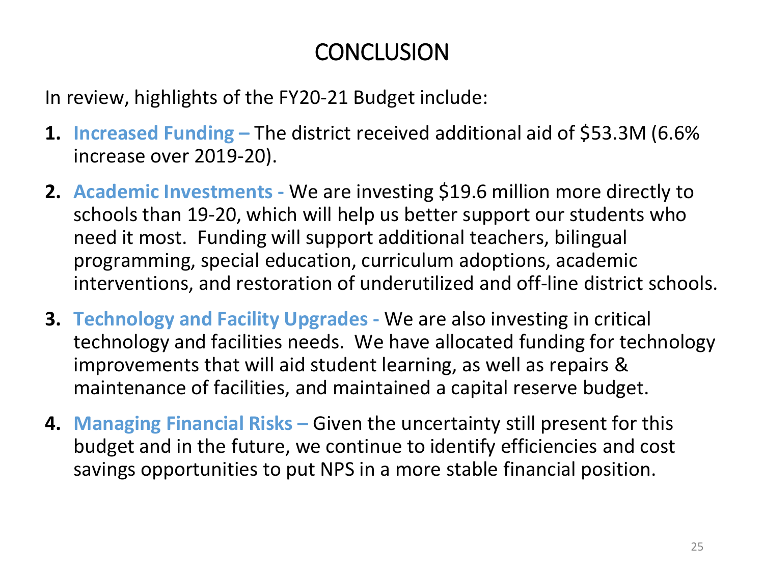# CONCLUSION

In review, highlights of the FY20-21 Budget include:

1. **Increased Funding –** The district received additional aid of $53.3M (6.6% increase over 2019-20).
2. **Academic Investments -** We are investing $19.6 million more directly to schools than 19-20, which will help us better support our students who need it most. Funding will support additional teachers, bilingual programming, special education, curriculum adoptions, academic interventions, and restoration of underutilized and off-line district schools.
3. **Technology and Facility Upgrades -** We are also investing in critical technology and facilities needs. We have allocated funding for technology improvements that will aid student learning, as well as repairs & maintenance of facilities, and maintained a capital reserve budget.
4. **Managing Financial Risks –** Given the uncertainty still present for this budget and in the future, we continue to identify efficiencies and cost savings opportunities to put NPS in a more stable financial position.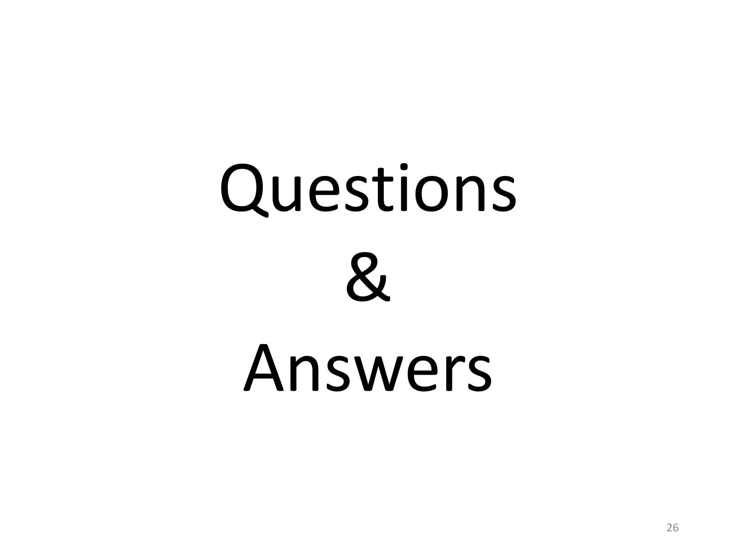# Questions

# &

# Answers